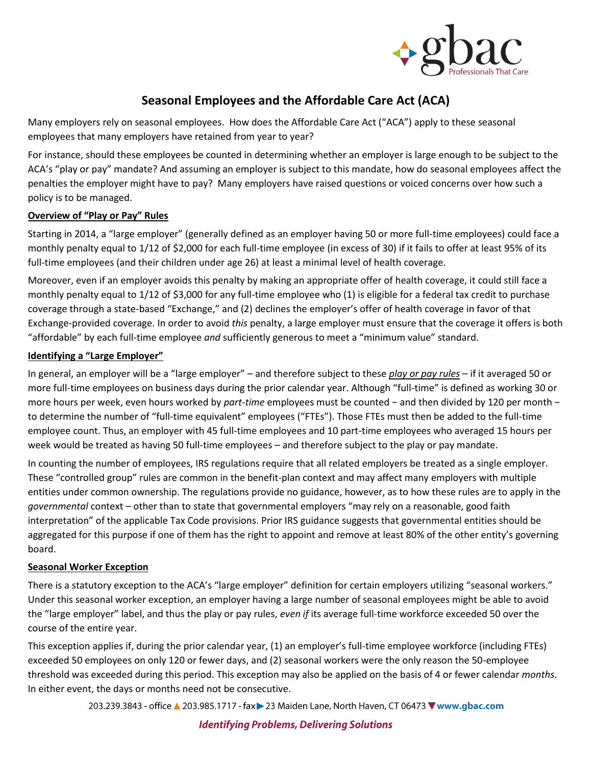# Seasonal Employees and the Affordable Care Act (ACA)

Many employers rely on seasonal employees. How does the Affordable Care Act ("ACA") apply to these seasonal employees that many employers have retained from year to year?

For instance, should these employees be counted in determining whether an employer is large enough to be subject to the ACA's "play or pay" mandate? And assuming an employer is subject to this mandate, how do seasonal employees affect the penalties the employer might have to pay? Many employers have raised questions or voiced concerns over how such a policy is to be managed.

**Overview of "Play or Pay" Rules**

Starting in 2014, a "large employer" (generally defined as an employer having 50 or more full-time employees) could face a monthly penalty equal to 1/12 of $2,000 for each full-time employee (in excess of 30) if it fails to offer at least 95% of its full-time employees (and their children under age 26) at least a minimal level of health coverage.

Moreover, even if an employer avoids this penalty by making an appropriate offer of health coverage, it could still face a monthly penalty equal to 1/12 of $3,000 for any full-time employee who (1) is eligible for a federal tax credit to purchase coverage through a state-based "Exchange," and (2) declines the employer's offer of health coverage in favor of that Exchange-provided coverage. In order to avoid *this* penalty, a large employer must ensure that the coverage it offers is both "affordable" by each full-time employee *and* sufficiently generous to meet a "minimum value" standard.

**Identifying a "Large Employer"**

In general, an employer will be a "large employer" – and therefore subject to these *play or pay rules* – if it averaged 50 or more full-time employees on business days during the prior calendar year. Although "full-time" is defined as working 30 or more hours per week, even hours worked by *part-time* employees must be counted − and then divided by 120 per month − to determine the number of "full-time equivalent" employees ("FTEs"). Those FTEs must then be added to the full-time employee count. Thus, an employer with 45 full-time employees and 10 part-time employees who averaged 15 hours per week would be treated as having 50 full-time employees – and therefore subject to the play or pay mandate.

In counting the number of employees, IRS regulations require that all related employers be treated as a single employer. These "controlled group" rules are common in the benefit-plan context and may affect many employers with multiple entities under common ownership. The regulations provide no guidance, however, as to how these rules are to apply in the *governmental* context – other than to state that governmental employers "may rely on a reasonable, good faith interpretation" of the applicable Tax Code provisions. Prior IRS guidance suggests that governmental entities should be aggregated for this purpose if one of them has the right to appoint and remove at least 80% of the other entity's governing board.

**Seasonal Worker Exception**

There is a statutory exception to the ACA's "large employer" definition for certain employers utilizing "seasonal workers." Under this seasonal worker exception, an employer having a large number of seasonal employees might be able to avoid the "large employer" label, and thus the play or pay rules, *even if* its average full-time workforce exceeded 50 over the course of the entire year.

This exception applies if, during the prior calendar year, (1) an employer's full-time employee workforce (including FTEs) exceeded 50 employees on only 120 or fewer days, and (2) seasonal workers were the only reason the 50-employee threshold was exceeded during this period. This exception may also be applied on the basis of 4 or fewer calendar *months*. In either event, the days or months need not be consecutive.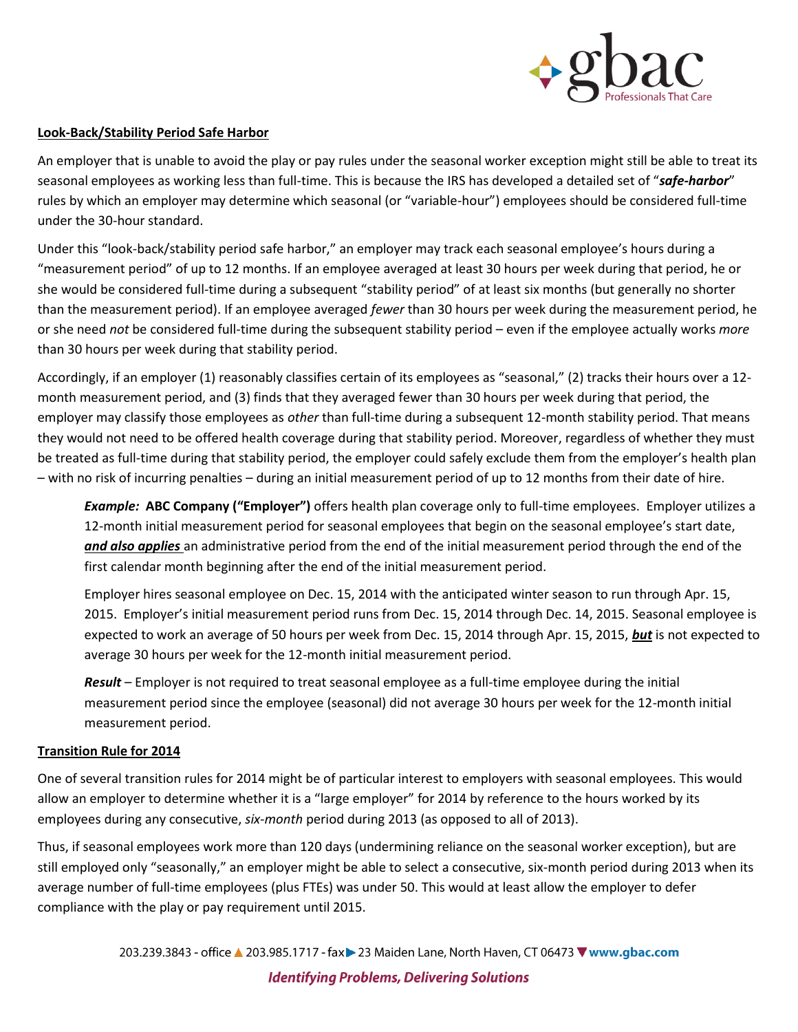## Look-Back/Stability Period Safe Harbor

An employer that is unable to avoid the play or pay rules under the seasonal worker exception might still be able to treat its seasonal employees as working less than full-time. This is because the IRS has developed a detailed set of "***safe-harbor***" rules by which an employer may determine which seasonal (or "variable-hour") employees should be considered full-time under the 30-hour standard.

Under this "look-back/stability period safe harbor," an employer may track each seasonal employee's hours during a "measurement period" of up to 12 months. If an employee averaged at least 30 hours per week during that period, he or she would be considered full-time during a subsequent "stability period" of at least six months (but generally no shorter than the measurement period). If an employee averaged *fewer* than 30 hours per week during the measurement period, he or she need *not* be considered full-time during the subsequent stability period – even if the employee actually works *more* than 30 hours per week during that stability period.

Accordingly, if an employer (1) reasonably classifies certain of its employees as "seasonal," (2) tracks their hours over a 12-month measurement period, and (3) finds that they averaged fewer than 30 hours per week during that period, the employer may classify those employees as *other* than full-time during a subsequent 12-month stability period. That means they would not need to be offered health coverage during that stability period. Moreover, regardless of whether they must be treated as full-time during that stability period, the employer could safely exclude them from the employer's health plan – with no risk of incurring penalties – during an initial measurement period of up to 12 months from their date of hire.

> ***Example:*** **ABC Company ("Employer")** offers health plan coverage only to full-time employees. Employer utilizes a 12-month initial measurement period for seasonal employees that begin on the seasonal employee's start date, ***<u>and also applies</u>*** an administrative period from the end of the initial measurement period through the end of the first calendar month beginning after the end of the initial measurement period.
>
> Employer hires seasonal employee on Dec. 15, 2014 with the anticipated winter season to run through Apr. 15, 2015. Employer's initial measurement period runs from Dec. 15, 2014 through Dec. 14, 2015. Seasonal employee is expected to work an average of 50 hours per week from Dec. 15, 2014 through Apr. 15, 2015, ***<u>but</u>*** is not expected to average 30 hours per week for the 12-month initial measurement period.
>
> ***Result*** – Employer is not required to treat seasonal employee as a full-time employee during the initial measurement period since the employee (seasonal) did not average 30 hours per week for the 12-month initial measurement period.

## Transition Rule for 2014

One of several transition rules for 2014 might be of particular interest to employers with seasonal employees. This would allow an employer to determine whether it is a "large employer" for 2014 by reference to the hours worked by its employees during any consecutive, *six-month* period during 2013 (as opposed to all of 2013).

Thus, if seasonal employees work more than 120 days (undermining reliance on the seasonal worker exception), but are still employed only "seasonally," an employer might be able to select a consecutive, six-month period during 2013 when its average number of full-time employees (plus FTEs) was under 50. This would at least allow the employer to defer compliance with the play or pay requirement until 2015.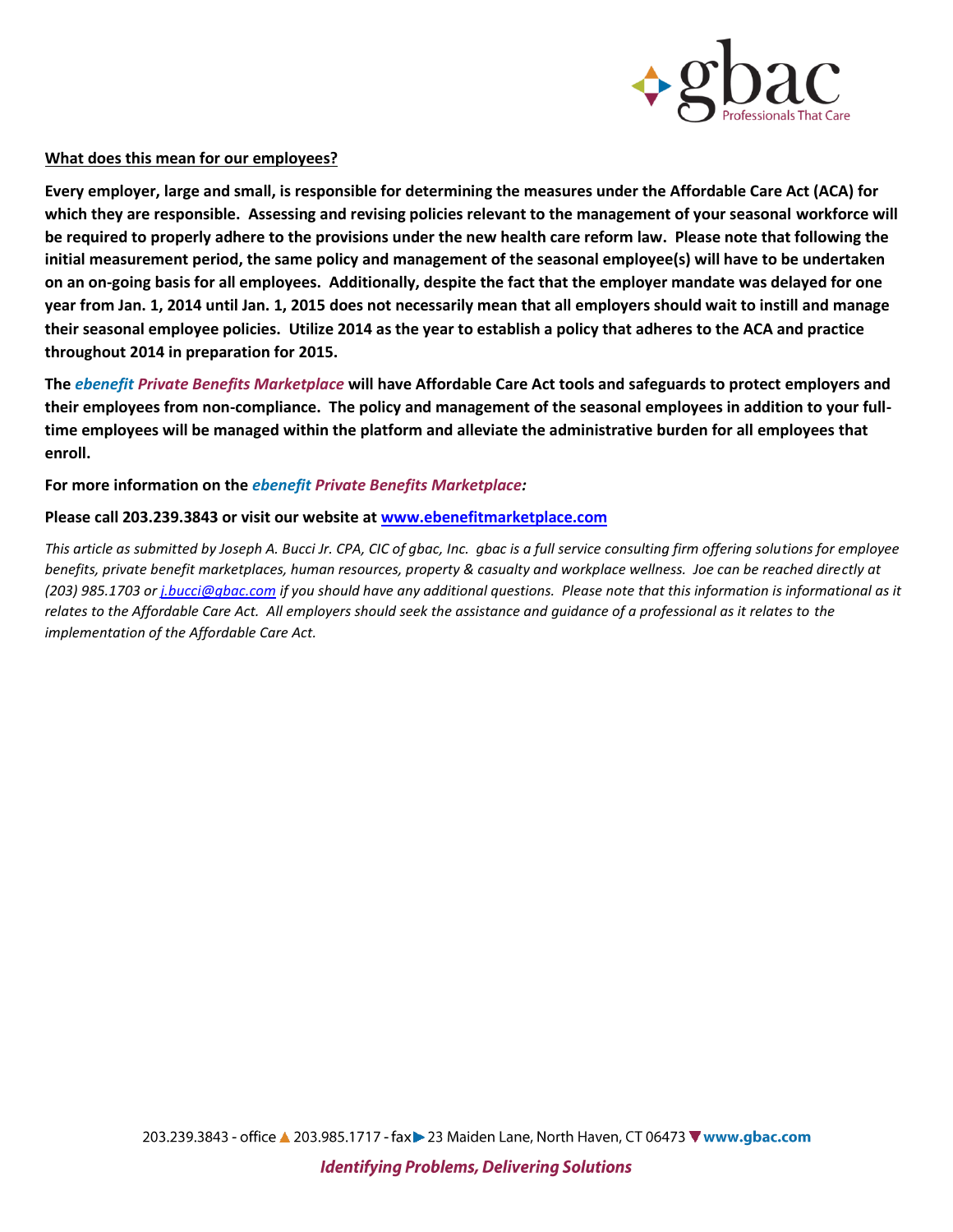**What does this mean for our employees?**

**Every employer, large and small, is responsible for determining the measures under the Affordable Care Act (ACA) for which they are responsible. Assessing and revising policies relevant to the management of your seasonal workforce will be required to properly adhere to the provisions under the new health care reform law. Please note that following the initial measurement period, the same policy and management of the seasonal employee(s) will have to be undertaken on an on-going basis for all employees. Additionally, despite the fact that the employer mandate was delayed for one year from Jan. 1, 2014 until Jan. 1, 2015 does not necessarily mean that all employers should wait to instill and manage their seasonal employee policies. Utilize 2014 as the year to establish a policy that adheres to the ACA and practice throughout 2014 in preparation for 2015.**

**The *ebenefit Private Benefits Marketplace* will have Affordable Care Act tools and safeguards to protect employers and their employees from non-compliance. The policy and management of the seasonal employees in addition to your full-time employees will be managed within the platform and alleviate the administrative burden for all employees that enroll.**

**For more information on the *ebenefit Private Benefits Marketplace:***

**Please call 203.239.3843 or visit our website at www.ebenefitmarketplace.com**

*This article as submitted by Joseph A. Bucci Jr. CPA, CIC of gbac, Inc. gbac is a full service consulting firm offering solutions for employee benefits, private benefit marketplaces, human resources, property & casualty and workplace wellness. Joe can be reached directly at (203) 985.1703 or j.bucci@gbac.com if you should have any additional questions. Please note that this information is informational as it relates to the Affordable Care Act. All employers should seek the assistance and guidance of a professional as it relates to the implementation of the Affordable Care Act.*